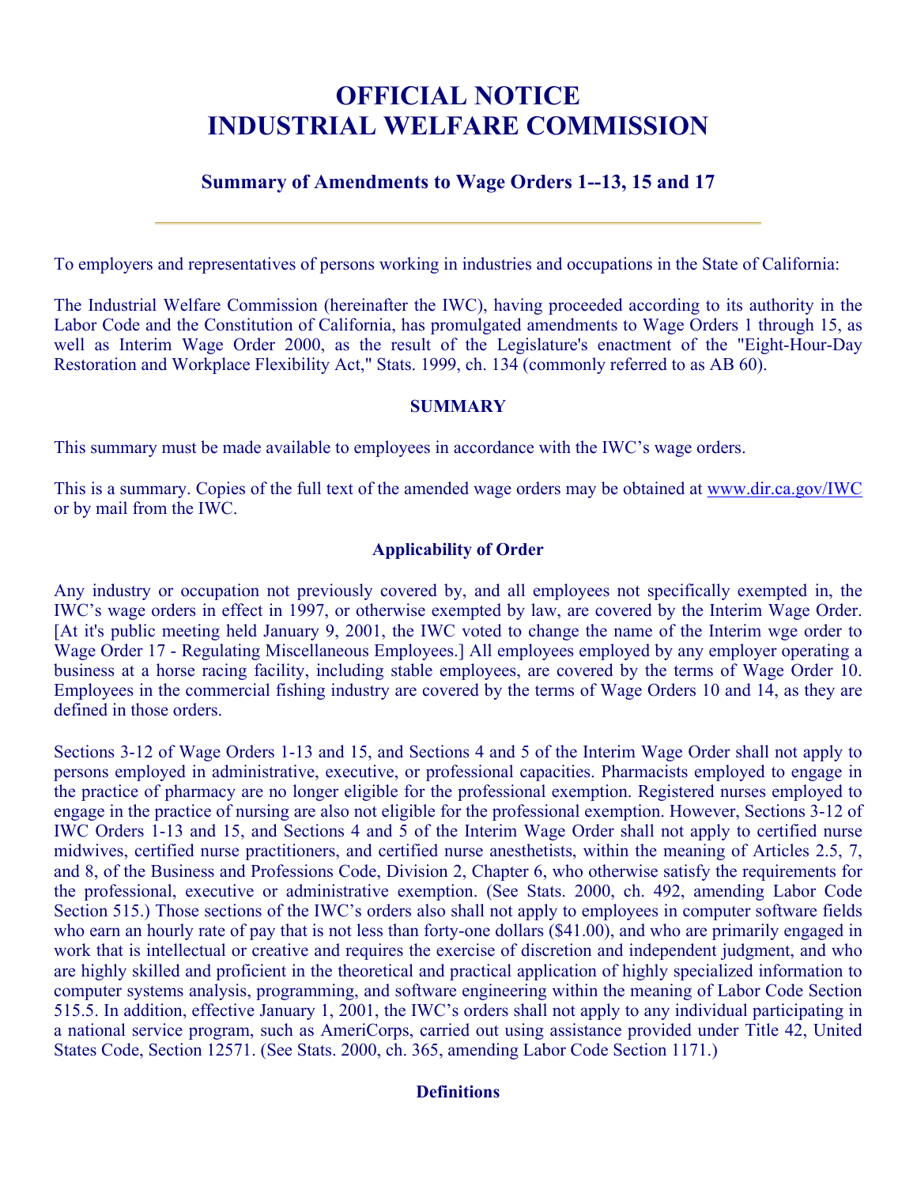# OFFICIAL NOTICE
# INDUSTRIAL WELFARE COMMISSION

## Summary of Amendments to Wage Orders 1--13, 15 and 17

---

To employers and representatives of persons working in industries and occupations in the State of California:

The Industrial Welfare Commission (hereinafter the IWC), having proceeded according to its authority in the Labor Code and the Constitution of California, has promulgated amendments to Wage Orders 1 through 15, as well as Interim Wage Order 2000, as the result of the Legislature's enactment of the "Eight-Hour-Day Restoration and Workplace Flexibility Act," Stats. 1999, ch. 134 (commonly referred to as AB 60).

### SUMMARY

This summary must be made available to employees in accordance with the IWC's wage orders.

This is a summary. Copies of the full text of the amended wage orders may be obtained at www.dir.ca.gov/IWC or by mail from the IWC.

### Applicability of Order

Any industry or occupation not previously covered by, and all employees not specifically exempted in, the IWC's wage orders in effect in 1997, or otherwise exempted by law, are covered by the Interim Wage Order. [At it's public meeting held January 9, 2001, the IWC voted to change the name of the Interim wge order to Wage Order 17 - Regulating Miscellaneous Employees.] All employees employed by any employer operating a business at a horse racing facility, including stable employees, are covered by the terms of Wage Order 10. Employees in the commercial fishing industry are covered by the terms of Wage Orders 10 and 14, as they are defined in those orders.

Sections 3-12 of Wage Orders 1-13 and 15, and Sections 4 and 5 of the Interim Wage Order shall not apply to persons employed in administrative, executive, or professional capacities. Pharmacists employed to engage in the practice of pharmacy are no longer eligible for the professional exemption. Registered nurses employed to engage in the practice of nursing are also not eligible for the professional exemption. However, Sections 3-12 of IWC Orders 1-13 and 15, and Sections 4 and 5 of the Interim Wage Order shall not apply to certified nurse midwives, certified nurse practitioners, and certified nurse anesthetists, within the meaning of Articles 2.5, 7, and 8, of the Business and Professions Code, Division 2, Chapter 6, who otherwise satisfy the requirements for the professional, executive or administrative exemption. (See Stats. 2000, ch. 492, amending Labor Code Section 515.) Those sections of the IWC's orders also shall not apply to employees in computer software fields who earn an hourly rate of pay that is not less than forty-one dollars ($41.00), and who are primarily engaged in work that is intellectual or creative and requires the exercise of discretion and independent judgment, and who are highly skilled and proficient in the theoretical and practical application of highly specialized information to computer systems analysis, programming, and software engineering within the meaning of Labor Code Section 515.5. In addition, effective January 1, 2001, the IWC's orders shall not apply to any individual participating in a national service program, such as AmeriCorps, carried out using assistance provided under Title 42, United States Code, Section 12571. (See Stats. 2000, ch. 365, amending Labor Code Section 1171.)

### Definitions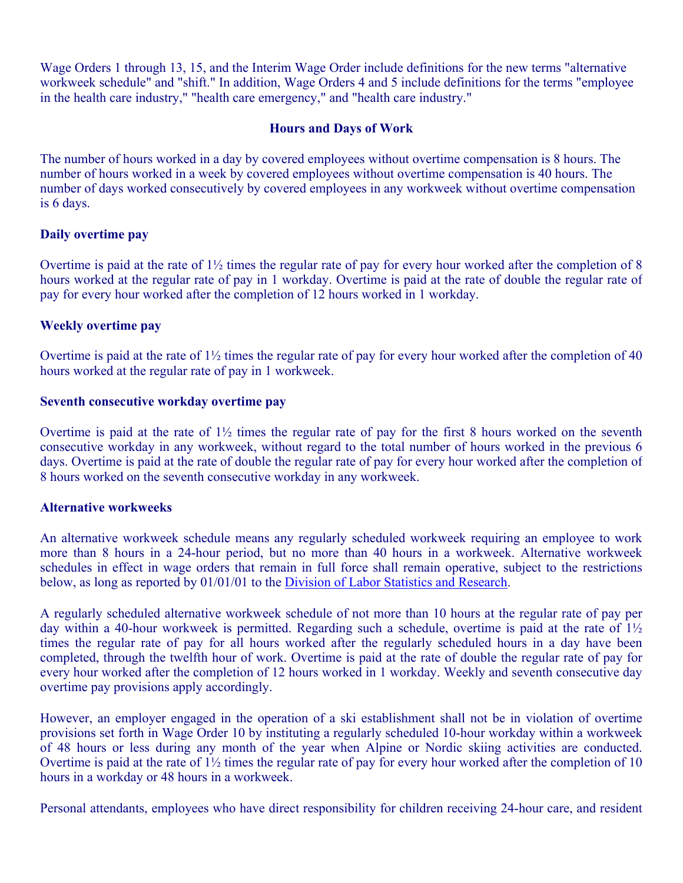Wage Orders 1 through 13, 15, and the Interim Wage Order include definitions for the new terms "alternative workweek schedule" and "shift." In addition, Wage Orders 4 and 5 include definitions for the terms "employee in the health care industry," "health care emergency," and "health care industry."

## Hours and Days of Work

The number of hours worked in a day by covered employees without overtime compensation is 8 hours. The number of hours worked in a week by covered employees without overtime compensation is 40 hours. The number of days worked consecutively by covered employees in any workweek without overtime compensation is 6 days.

### Daily overtime pay

Overtime is paid at the rate of 1½ times the regular rate of pay for every hour worked after the completion of 8 hours worked at the regular rate of pay in 1 workday. Overtime is paid at the rate of double the regular rate of pay for every hour worked after the completion of 12 hours worked in 1 workday.

### Weekly overtime pay

Overtime is paid at the rate of 1½ times the regular rate of pay for every hour worked after the completion of 40 hours worked at the regular rate of pay in 1 workweek.

### Seventh consecutive workday overtime pay

Overtime is paid at the rate of 1½ times the regular rate of pay for the first 8 hours worked on the seventh consecutive workday in any workweek, without regard to the total number of hours worked in the previous 6 days. Overtime is paid at the rate of double the regular rate of pay for every hour worked after the completion of 8 hours worked on the seventh consecutive workday in any workweek.

### Alternative workweeks

An alternative workweek schedule means any regularly scheduled workweek requiring an employee to work more than 8 hours in a 24-hour period, but no more than 40 hours in a workweek. Alternative workweek schedules in effect in wage orders that remain in full force shall remain operative, subject to the restrictions below, as long as reported by 01/01/01 to the Division of Labor Statistics and Research.

A regularly scheduled alternative workweek schedule of not more than 10 hours at the regular rate of pay per day within a 40-hour workweek is permitted. Regarding such a schedule, overtime is paid at the rate of 1½ times the regular rate of pay for all hours worked after the regularly scheduled hours in a day have been completed, through the twelfth hour of work. Overtime is paid at the rate of double the regular rate of pay for every hour worked after the completion of 12 hours worked in 1 workday. Weekly and seventh consecutive day overtime pay provisions apply accordingly.

However, an employer engaged in the operation of a ski establishment shall not be in violation of overtime provisions set forth in Wage Order 10 by instituting a regularly scheduled 10-hour workday within a workweek of 48 hours or less during any month of the year when Alpine or Nordic skiing activities are conducted. Overtime is paid at the rate of 1½ times the regular rate of pay for every hour worked after the completion of 10 hours in a workday or 48 hours in a workweek.

Personal attendants, employees who have direct responsibility for children receiving 24-hour care, and resident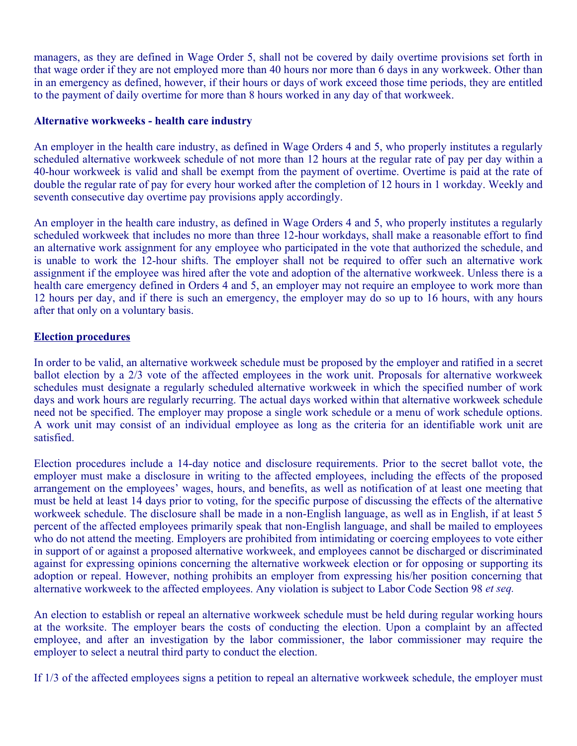managers, as they are defined in Wage Order 5, shall not be covered by daily overtime provisions set forth in that wage order if they are not employed more than 40 hours nor more than 6 days in any workweek. Other than in an emergency as defined, however, if their hours or days of work exceed those time periods, they are entitled to the payment of daily overtime for more than 8 hours worked in any day of that workweek.

**Alternative workweeks - health care industry**

An employer in the health care industry, as defined in Wage Orders 4 and 5, who properly institutes a regularly scheduled alternative workweek schedule of not more than 12 hours at the regular rate of pay per day within a 40-hour workweek is valid and shall be exempt from the payment of overtime. Overtime is paid at the rate of double the regular rate of pay for every hour worked after the completion of 12 hours in 1 workday. Weekly and seventh consecutive day overtime pay provisions apply accordingly.

An employer in the health care industry, as defined in Wage Orders 4 and 5, who properly institutes a regularly scheduled workweek that includes no more than three 12-hour workdays, shall make a reasonable effort to find an alternative work assignment for any employee who participated in the vote that authorized the schedule, and is unable to work the 12-hour shifts. The employer shall not be required to offer such an alternative work assignment if the employee was hired after the vote and adoption of the alternative workweek. Unless there is a health care emergency defined in Orders 4 and 5, an employer may not require an employee to work more than 12 hours per day, and if there is such an emergency, the employer may do so up to 16 hours, with any hours after that only on a voluntary basis.

**Election procedures**

In order to be valid, an alternative workweek schedule must be proposed by the employer and ratified in a secret ballot election by a 2/3 vote of the affected employees in the work unit. Proposals for alternative workweek schedules must designate a regularly scheduled alternative workweek in which the specified number of work days and work hours are regularly recurring. The actual days worked within that alternative workweek schedule need not be specified. The employer may propose a single work schedule or a menu of work schedule options. A work unit may consist of an individual employee as long as the criteria for an identifiable work unit are satisfied.

Election procedures include a 14-day notice and disclosure requirements. Prior to the secret ballot vote, the employer must make a disclosure in writing to the affected employees, including the effects of the proposed arrangement on the employees' wages, hours, and benefits, as well as notification of at least one meeting that must be held at least 14 days prior to voting, for the specific purpose of discussing the effects of the alternative workweek schedule. The disclosure shall be made in a non-English language, as well as in English, if at least 5 percent of the affected employees primarily speak that non-English language, and shall be mailed to employees who do not attend the meeting. Employers are prohibited from intimidating or coercing employees to vote either in support of or against a proposed alternative workweek, and employees cannot be discharged or discriminated against for expressing opinions concerning the alternative workweek election or for opposing or supporting its adoption or repeal. However, nothing prohibits an employer from expressing his/her position concerning that alternative workweek to the affected employees. Any violation is subject to Labor Code Section 98 *et seq.*

An election to establish or repeal an alternative workweek schedule must be held during regular working hours at the worksite. The employer bears the costs of conducting the election. Upon a complaint by an affected employee, and after an investigation by the labor commissioner, the labor commissioner may require the employer to select a neutral third party to conduct the election.

If 1/3 of the affected employees signs a petition to repeal an alternative workweek schedule, the employer must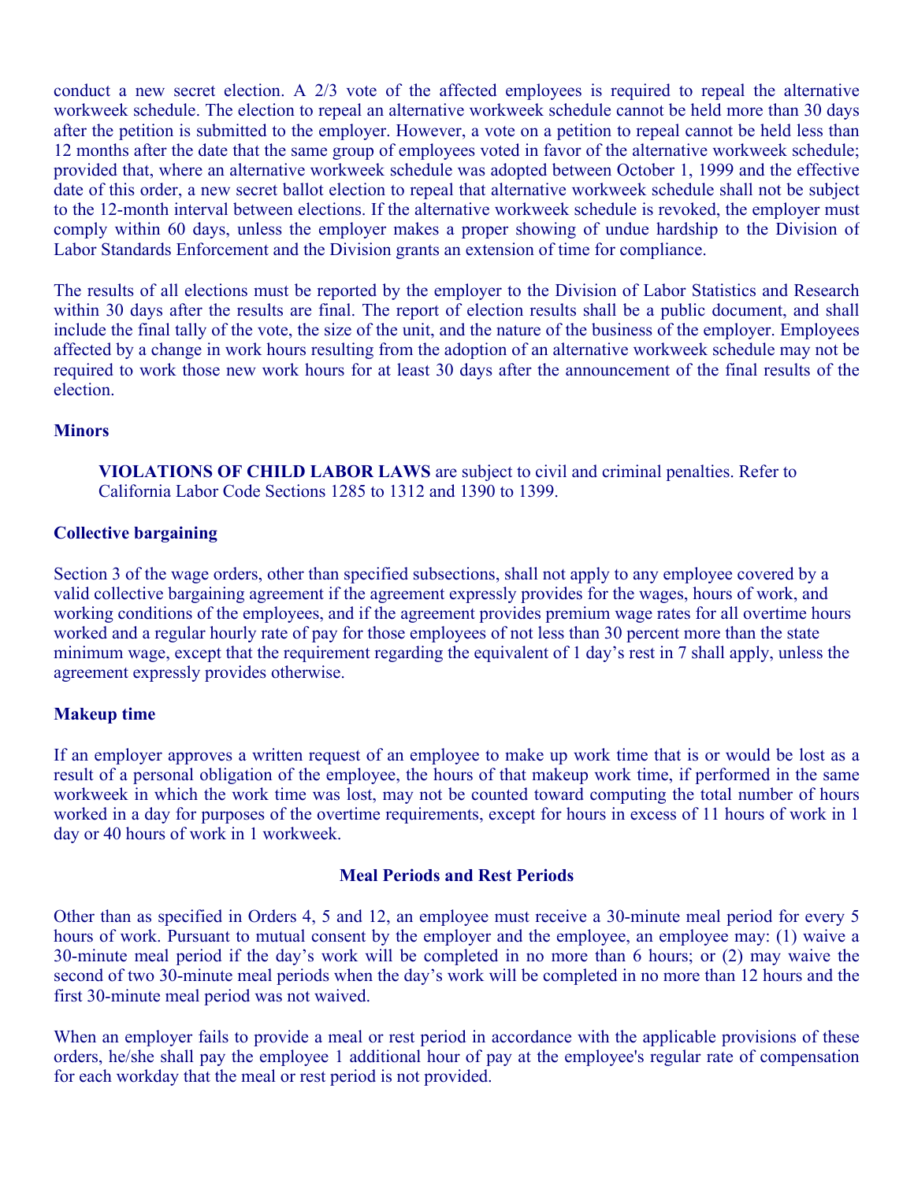conduct a new secret election. A 2/3 vote of the affected employees is required to repeal the alternative workweek schedule. The election to repeal an alternative workweek schedule cannot be held more than 30 days after the petition is submitted to the employer. However, a vote on a petition to repeal cannot be held less than 12 months after the date that the same group of employees voted in favor of the alternative workweek schedule; provided that, where an alternative workweek schedule was adopted between October 1, 1999 and the effective date of this order, a new secret ballot election to repeal that alternative workweek schedule shall not be subject to the 12-month interval between elections. If the alternative workweek schedule is revoked, the employer must comply within 60 days, unless the employer makes a proper showing of undue hardship to the Division of Labor Standards Enforcement and the Division grants an extension of time for compliance.

The results of all elections must be reported by the employer to the Division of Labor Statistics and Research within 30 days after the results are final. The report of election results shall be a public document, and shall include the final tally of the vote, the size of the unit, and the nature of the business of the employer. Employees affected by a change in work hours resulting from the adoption of an alternative workweek schedule may not be required to work those new work hours for at least 30 days after the announcement of the final results of the election.

### Minors

**VIOLATIONS OF CHILD LABOR LAWS** are subject to civil and criminal penalties. Refer to California Labor Code Sections 1285 to 1312 and 1390 to 1399.

### Collective bargaining

Section 3 of the wage orders, other than specified subsections, shall not apply to any employee covered by a valid collective bargaining agreement if the agreement expressly provides for the wages, hours of work, and working conditions of the employees, and if the agreement provides premium wage rates for all overtime hours worked and a regular hourly rate of pay for those employees of not less than 30 percent more than the state minimum wage, except that the requirement regarding the equivalent of 1 day's rest in 7 shall apply, unless the agreement expressly provides otherwise.

### Makeup time

If an employer approves a written request of an employee to make up work time that is or would be lost as a result of a personal obligation of the employee, the hours of that makeup work time, if performed in the same workweek in which the work time was lost, may not be counted toward computing the total number of hours worked in a day for purposes of the overtime requirements, except for hours in excess of 11 hours of work in 1 day or 40 hours of work in 1 workweek.

## Meal Periods and Rest Periods

Other than as specified in Orders 4, 5 and 12, an employee must receive a 30-minute meal period for every 5 hours of work. Pursuant to mutual consent by the employer and the employee, an employee may: (1) waive a 30-minute meal period if the day's work will be completed in no more than 6 hours; or (2) may waive the second of two 30-minute meal periods when the day's work will be completed in no more than 12 hours and the first 30-minute meal period was not waived.

When an employer fails to provide a meal or rest period in accordance with the applicable provisions of these orders, he/she shall pay the employee 1 additional hour of pay at the employee's regular rate of compensation for each workday that the meal or rest period is not provided.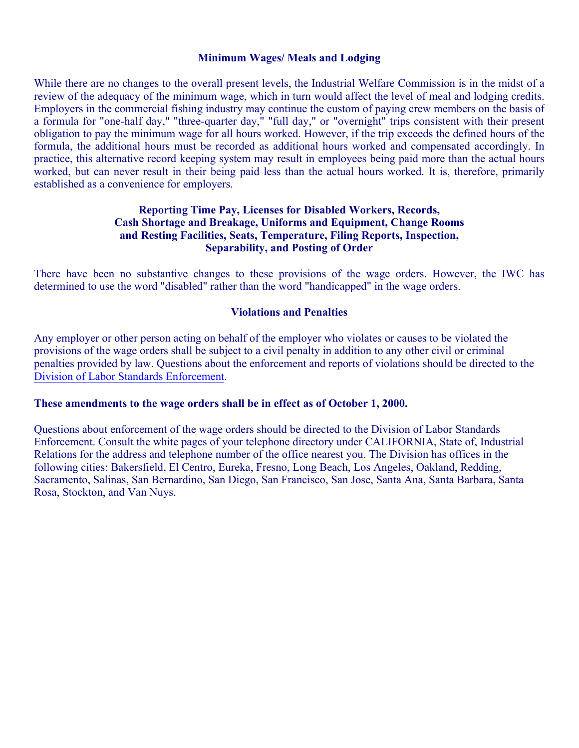### Minimum Wages/ Meals and Lodging

While there are no changes to the overall present levels, the Industrial Welfare Commission is in the midst of a review of the adequacy of the minimum wage, which in turn would affect the level of meal and lodging credits. Employers in the commercial fishing industry may continue the custom of paying crew members on the basis of a formula for "one-half day," "three-quarter day," "full day," or "overnight" trips consistent with their present obligation to pay the minimum wage for all hours worked. However, if the trip exceeds the defined hours of the formula, the additional hours must be recorded as additional hours worked and compensated accordingly. In practice, this alternative record keeping system may result in employees being paid more than the actual hours worked, but can never result in their being paid less than the actual hours worked. It is, therefore, primarily established as a convenience for employers.

### Reporting Time Pay, Licenses for Disabled Workers, Records, Cash Shortage and Breakage, Uniforms and Equipment, Change Rooms and Resting Facilities, Seats, Temperature, Filing Reports, Inspection, Separability, and Posting of Order

There have been no substantive changes to these provisions of the wage orders. However, the IWC has determined to use the word "disabled" rather than the word "handicapped" in the wage orders.

### Violations and Penalties

Any employer or other person acting on behalf of the employer who violates or causes to be violated the provisions of the wage orders shall be subject to a civil penalty in addition to any other civil or criminal penalties provided by law. Questions about the enforcement and reports of violations should be directed to the Division of Labor Standards Enforcement.

**These amendments to the wage orders shall be in effect as of October 1, 2000.**

Questions about enforcement of the wage orders should be directed to the Division of Labor Standards Enforcement. Consult the white pages of your telephone directory under CALIFORNIA, State of, Industrial Relations for the address and telephone number of the office nearest you. The Division has offices in the following cities: Bakersfield, El Centro, Eureka, Fresno, Long Beach, Los Angeles, Oakland, Redding, Sacramento, Salinas, San Bernardino, San Diego, San Francisco, San Jose, Santa Ana, Santa Barbara, Santa Rosa, Stockton, and Van Nuys.